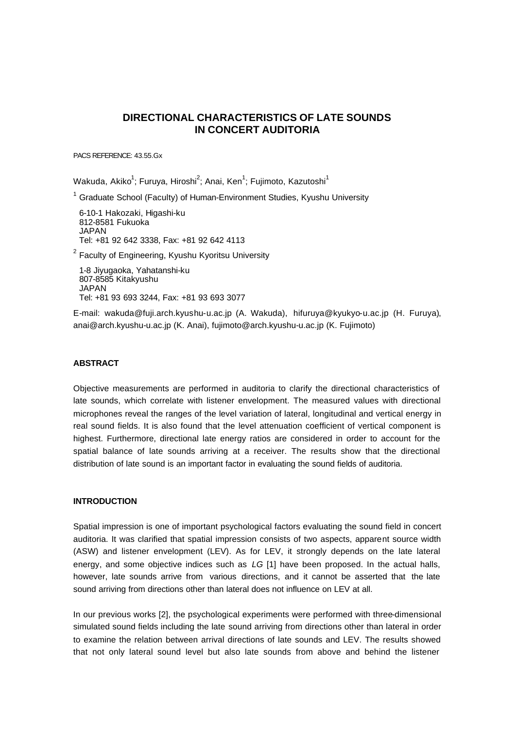# DIRECTIONAL CHARACTERISTICS OF LATE SOUNDS IN CONCERT AUDITORIA

PACS REFERENCE: 43.55.Gx

Wakuda, Akiko[1]; Furuya, Hiroshi[2]; Anai, Ken[1]; Fujimoto, Kazutoshi[1]

[1] Graduate School (Faculty) of Human-Environment Studies, Kyushu University

6-10-1 Hakozaki, Higashi-ku
812-8581 Fukuoka
JAPAN
Tel: +81 92 642 3338, Fax: +81 92 642 4113

[2] Faculty of Engineering, Kyushu Kyoritsu University

1-8 Jiyugaoka, Yahatanshi-ku
807-8585 Kitakyushu
JAPAN
Tel: +81 93 693 3244, Fax: +81 93 693 3077

E-mail: wakuda@fuji.arch.kyushu-u.ac.jp (A. Wakuda), hifuruya@kyukyo-u.ac.jp (H. Furuya), anai@arch.kyushu-u.ac.jp (K. Anai), fujimoto@arch.kyushu-u.ac.jp (K. Fujimoto)

## ABSTRACT

Objective measurements are performed in auditoria to clarify the directional characteristics of late sounds, which correlate with listener envelopment. The measured values with directional microphones reveal the ranges of the level variation of lateral, longitudinal and vertical energy in real sound fields. It is also found that the level attenuation coefficient of vertical component is highest. Furthermore, directional late energy ratios are considered in order to account for the spatial balance of late sounds arriving at a receiver. The results show that the directional distribution of late sound is an important factor in evaluating the sound fields of auditoria.

## INTRODUCTION

Spatial impression is one of important psychological factors evaluating the sound field in concert auditoria. It was clarified that spatial impression consists of two aspects, apparent source width (ASW) and listener envelopment (LEV). As for LEV, it strongly depends on the late lateral energy, and some objective indices such as *LG* [1] have been proposed. In the actual halls, however, late sounds arrive from various directions, and it cannot be asserted that the late sound arriving from directions other than lateral does not influence on LEV at all.

In our previous works [2], the psychological experiments were performed with three-dimensional simulated sound fields including the late sound arriving from directions other than lateral in order to examine the relation between arrival directions of late sounds and LEV. The results showed that not only lateral sound level but also late sounds from above and behind the listener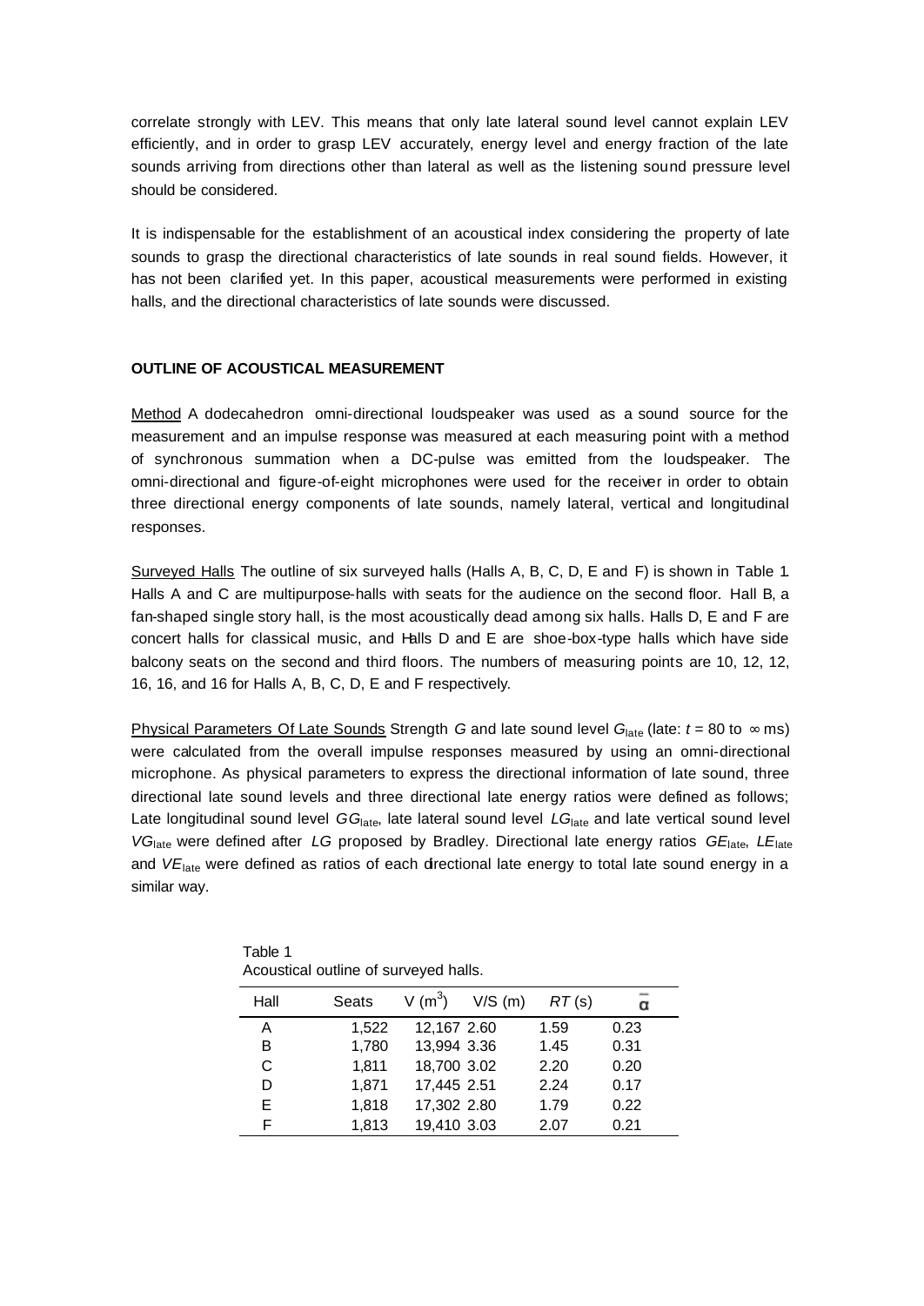correlate strongly with LEV. This means that only late lateral sound level cannot explain LEV efficiently, and in order to grasp LEV accurately, energy level and energy fraction of the late sounds arriving from directions other than lateral as well as the listening sound pressure level should be considered.

It is indispensable for the establishment of an acoustical index considering the property of late sounds to grasp the directional characteristics of late sounds in real sound fields. However, it has not been clarified yet. In this paper, acoustical measurements were performed in existing halls, and the directional characteristics of late sounds were discussed.

## OUTLINE OF ACOUSTICAL MEASUREMENT

Method A dodecahedron omni-directional loudspeaker was used as a sound source for the measurement and an impulse response was measured at each measuring point with a method of synchronous summation when a DC-pulse was emitted from the loudspeaker. The omni-directional and figure-of-eight microphones were used for the receiver in order to obtain three directional energy components of late sounds, namely lateral, vertical and longitudinal responses.

Surveyed Halls The outline of six surveyed halls (Halls A, B, C, D, E and F) is shown in Table 1. Halls A and C are multipurpose-halls with seats for the audience on the second floor. Hall B, a fan-shaped single story hall, is the most acoustically dead among six halls. Halls D, E and F are concert halls for classical music, and Halls D and E are shoe-box-type halls which have side balcony seats on the second and third floors. The numbers of measuring points are 10, 12, 12, 16, 16, and 16 for Halls A, B, C, D, E and F respectively.

Physical Parameters Of Late Sounds Strength $G$ and late sound level $G_{late}$ (late: $t$ = 80 to $\infty$ ms) were calculated from the overall impulse responses measured by using an omni-directional microphone. As physical parameters to express the directional information of late sound, three directional late sound levels and three directional late energy ratios were defined as follows; Late longitudinal sound level $GG_{late}$, late lateral sound level $LG_{late}$ and late vertical sound level $VG_{late}$ were defined after $LG$ proposed by Bradley. Directional late energy ratios $GE_{late}$, $LE_{late}$ and $VE_{late}$ were defined as ratios of each directional late energy to total late sound energy in a similar way.

Table 1
Acoustical outline of surveyed halls.

| Hall | Seats | V ($m^3$) | V/S (m) | $RT$ (s) | $\bar{\alpha}$ |
|---|---|---|---|---|---|
| A | 1,522 | 12,167 | 2.60 | 1.59 | 0.23 |
| B | 1,780 | 13,994 | 3.36 | 1.45 | 0.31 |
| C | 1,811 | 18,700 | 3.02 | 2.20 | 0.20 |
| D | 1,871 | 17,445 | 2.51 | 2.24 | 0.17 |
| E | 1,818 | 17,302 | 2.80 | 1.79 | 0.22 |
| F | 1,813 | 19,410 | 3.03 | 2.07 | 0.21 |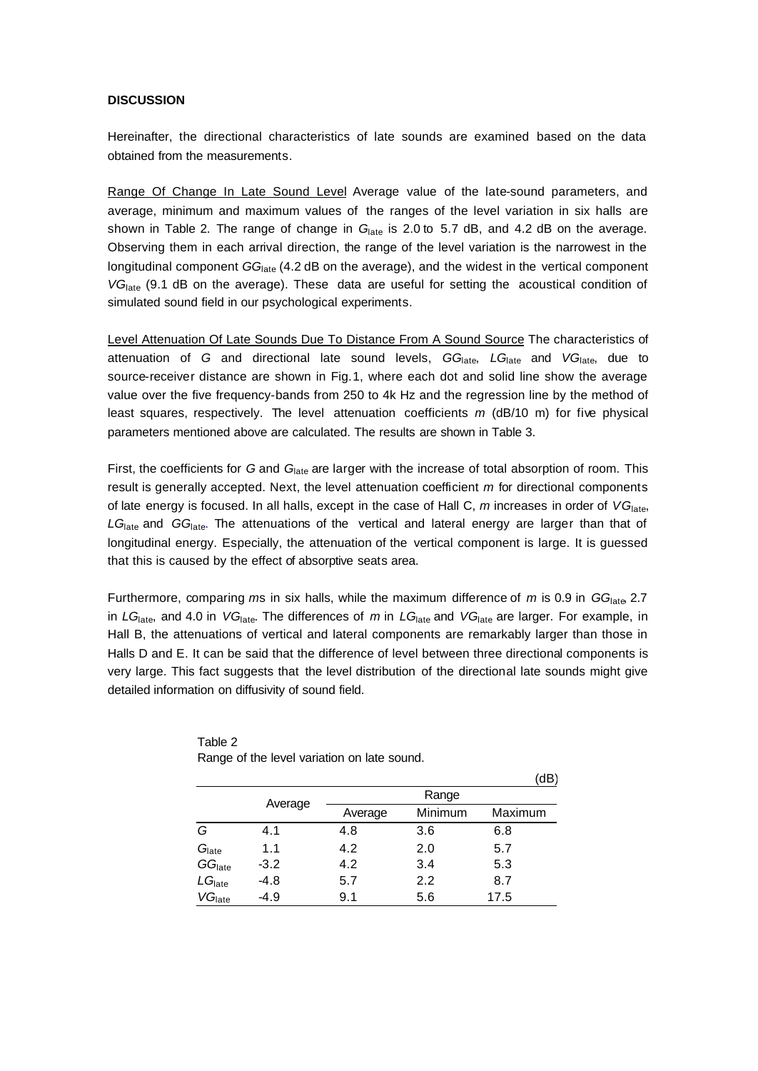**DISCUSSION**

Hereinafter, the directional characteristics of late sounds are examined based on the data obtained from the measurements.

Range Of Change In Late Sound Level Average value of the late-sound parameters, and average, minimum and maximum values of the ranges of the level variation in six halls are shown in Table 2. The range of change in $G_{\mathrm{late}}$ is 2.0 to 5.7 dB, and 4.2 dB on the average. Observing them in each arrival direction, the range of the level variation is the narrowest in the longitudinal component $GG_{\mathrm{late}}$ (4.2 dB on the average), and the widest in the vertical component $VG_{\mathrm{late}}$ (9.1 dB on the average). These data are useful for setting the acoustical condition of simulated sound field in our psychological experiments.

Level Attenuation Of Late Sounds Due To Distance From A Sound Source The characteristics of attenuation of $G$ and directional late sound levels, $GG_{\mathrm{late}}$, $LG_{\mathrm{late}}$ and $VG_{\mathrm{late}}$, due to source-receiver distance are shown in Fig.1, where each dot and solid line show the average value over the five frequency-bands from 250 to 4k Hz and the regression line by the method of least squares, respectively. The level attenuation coefficients $m$ (dB/10 m) for five physical parameters mentioned above are calculated. The results are shown in Table 3.

First, the coefficients for $G$ and $G_{\mathrm{late}}$ are larger with the increase of total absorption of room. This result is generally accepted. Next, the level attenuation coefficient $m$ for directional components of late energy is focused. In all halls, except in the case of Hall C, $m$ increases in order of $VG_{\mathrm{late}}$, $LG_{\mathrm{late}}$ and $GG_{\mathrm{late}}$. The attenuations of the vertical and lateral energy are larger than that of longitudinal energy. Especially, the attenuation of the vertical component is large. It is guessed that this is caused by the effect of absorptive seats area.

Furthermore, comparing $m$s in six halls, while the maximum difference of $m$ is 0.9 in $GG_{\mathrm{late}}$, 2.7 in $LG_{\mathrm{late}}$, and 4.0 in $VG_{\mathrm{late}}$. The differences of $m$ in $LG_{\mathrm{late}}$ and $VG_{\mathrm{late}}$ are larger. For example, in Hall B, the attenuations of vertical and lateral components are remarkably larger than those in Halls D and E. It can be said that the difference of level between three directional components is very large. This fact suggests that the level distribution of the directional late sounds might give detailed information on diffusivity of sound field.

Table 2
Range of the level variation on late sound.

(dB)

| | Average | Range | | |
|---|---|---|---|---|
| | | Average | Minimum | Maximum |
| $G$ | 4.1 | 4.8 | 3.6 | 6.8 |
| $G_{\mathrm{late}}$ | 1.1 | 4.2 | 2.0 | 5.7 |
| $GG_{\mathrm{late}}$ | -3.2 | 4.2 | 3.4 | 5.3 |
| $LG_{\mathrm{late}}$ | -4.8 | 5.7 | 2.2 | 8.7 |
| $VG_{\mathrm{late}}$ | -4.9 | 9.1 | 5.6 | 17.5 |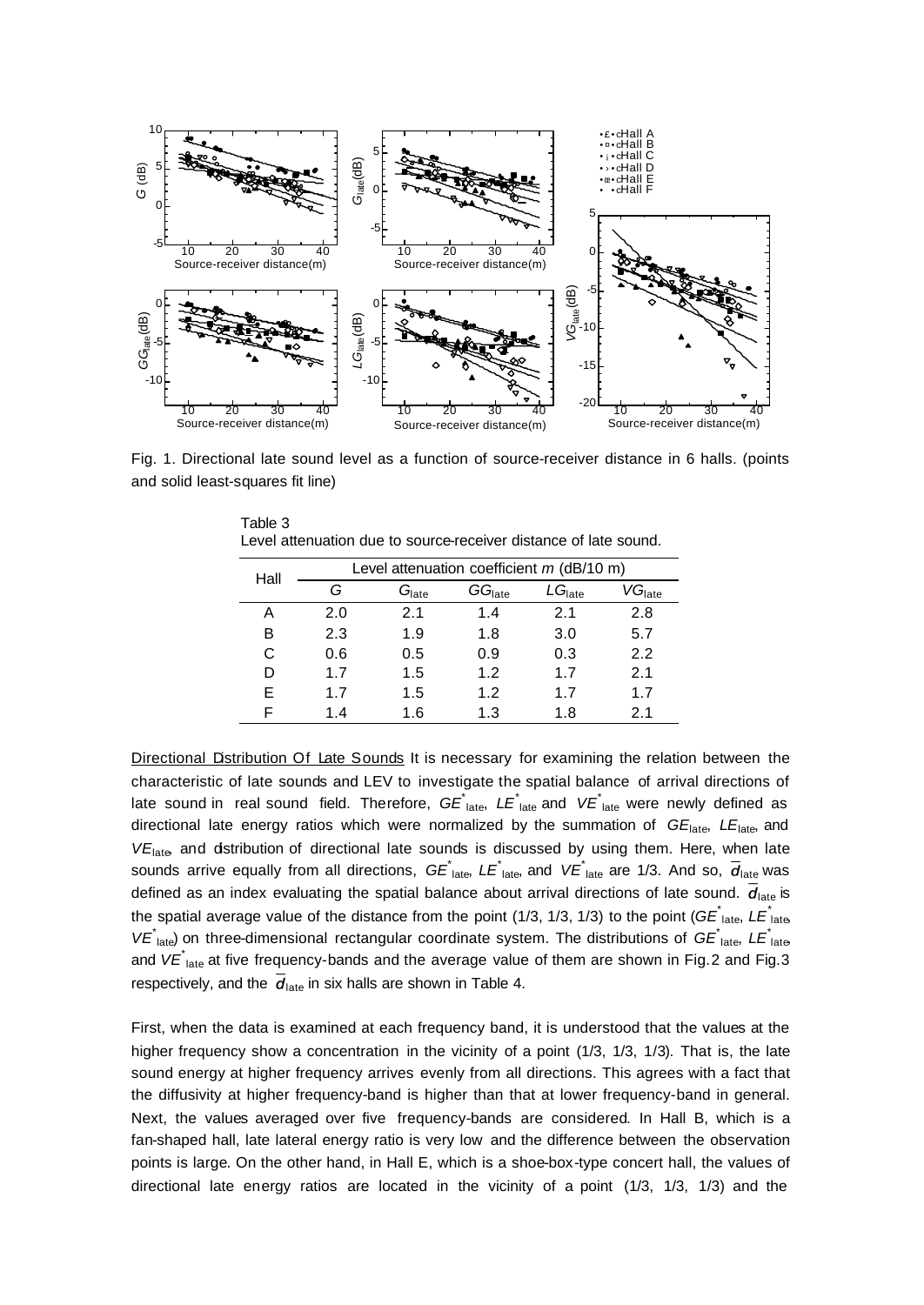Fig. 1. Directional late sound level as a function of source-receiver distance in 6 halls. (points and solid least-squares fit line)

Table 3
Level attenuation due to source-receiver distance of late sound.

| Hall | Level attenuation coefficient $m$ (dB/10 m) | | | | |
|---|---|---|---|---|---|
| | $G$ | $G_{\mathrm{late}}$ | $GG_{\mathrm{late}}$ | $LG_{\mathrm{late}}$ | $VG_{\mathrm{late}}$ |
| A | 2.0 | 2.1 | 1.4 | 2.1 | 2.8 |
| B | 2.3 | 1.9 | 1.8 | 3.0 | 5.7 |
| C | 0.6 | 0.5 | 0.9 | 0.3 | 2.2 |
| D | 1.7 | 1.5 | 1.2 | 1.7 | 2.1 |
| E | 1.7 | 1.5 | 1.2 | 1.7 | 1.7 |
| F | 1.4 | 1.6 | 1.3 | 1.8 | 2.1 |

Directional Distribution Of Late Sounds It is necessary for examining the relation between the characteristic of late sounds and LEV to investigate the spatial balance of arrival directions of late sound in real sound field. Therefore, $GE^{*}_{\mathrm{late}}$, $LE^{*}_{\mathrm{late}}$ and $VE^{*}_{\mathrm{late}}$ were newly defined as directional late energy ratios which were normalized by the summation of $GE_{\mathrm{late}}$, $LE_{\mathrm{late}}$, and $VE_{\mathrm{late}}$, and distribution of directional late sounds is discussed by using them. Here, when late sounds arrive equally from all directions, $GE^{*}_{\mathrm{late}}$, $LE^{*}_{\mathrm{late}}$, and $VE^{*}_{\mathrm{late}}$ are 1/3. And so, $\overline{d}_{\mathrm{late}}$ was defined as an index evaluating the spatial balance about arrival directions of late sound. $\overline{d}_{\mathrm{late}}$ is the spatial average value of the distance from the point (1/3, 1/3, 1/3) to the point ($GE^{*}_{\mathrm{late}}$, $LE^{*}_{\mathrm{late}}$, $VE^{*}_{\mathrm{late}}$) on three-dimensional rectangular coordinate system. The distributions of $GE^{*}_{\mathrm{late}}$, $LE^{*}_{\mathrm{late}}$, and $VE^{*}_{\mathrm{late}}$ at five frequency-bands and the average value of them are shown in Fig.2 and Fig.3 respectively, and the $\overline{d}_{\mathrm{late}}$ in six halls are shown in Table 4.

First, when the data is examined at each frequency band, it is understood that the values at the higher frequency show a concentration in the vicinity of a point (1/3, 1/3, 1/3). That is, the late sound energy at higher frequency arrives evenly from all directions. This agrees with a fact that the diffusivity at higher frequency-band is higher than that at lower frequency-band in general. Next, the values averaged over five frequency-bands are considered. In Hall B, which is a fan-shaped hall, late lateral energy ratio is very low and the difference between the observation points is large. On the other hand, in Hall E, which is a shoe-box-type concert hall, the values of directional late energy ratios are located in the vicinity of a point (1/3, 1/3, 1/3) and the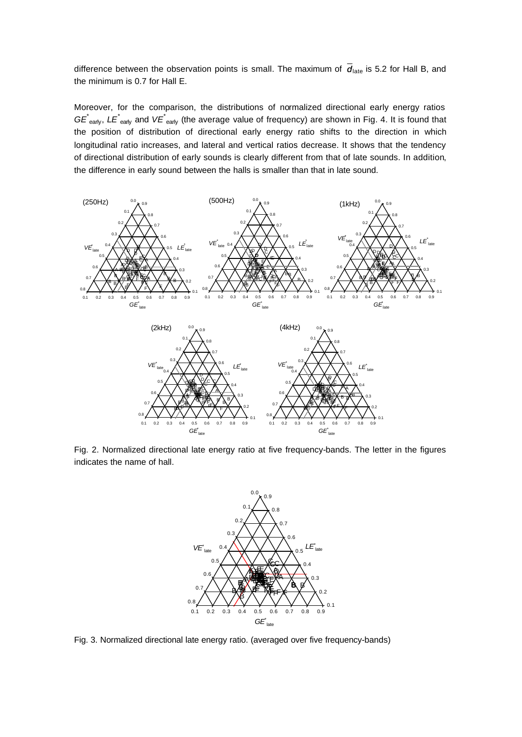difference between the observation points is small. The maximum of $\bar{d}_{\text{late}}$ is 5.2 for Hall B, and the minimum is 0.7 for Hall E.

Moreover, for the comparison, the distributions of normalized directional early energy ratios $GE^*_{\text{early}}$, $LE^*_{\text{early}}$ and $VE^*_{\text{early}}$ (the average value of frequency) are shown in Fig. 4. It is found that the position of distribution of directional early energy ratio shifts to the direction in which longitudinal ratio increases, and lateral and vertical ratios decrease. It shows that the tendency of directional distribution of early sounds is clearly different from that of late sounds. In addition, the difference in early sound between the halls is smaller than that in late sound.

Fig. 2. Normalized directional late energy ratio at five frequency-bands. The letter in the figures indicates the name of hall.

Fig. 3. Normalized directional late energy ratio. (averaged over five frequency-bands)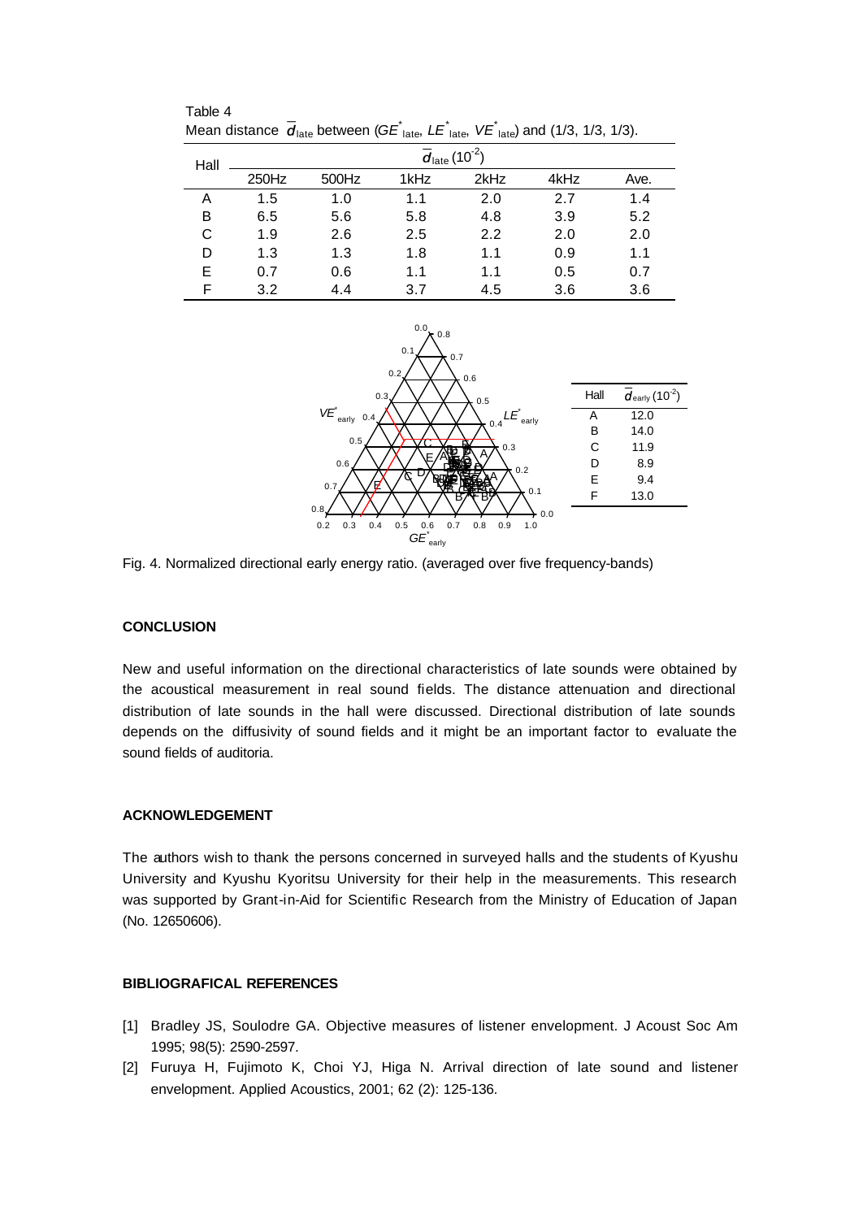Table 4
Mean distance $\bar{d}_{late}$ between ($GE^*_{late}$, $LE^*_{late}$, $VE^*_{late}$) and (1/3, 1/3, 1/3).

| Hall | $\bar{d}_{late}$ ($10^{-2}$) | | | | | |
|---|---|---|---|---|---|---|
| | 250Hz | 500Hz | 1kHz | 2kHz | 4kHz | Ave. |
| A | 1.5 | 1.0 | 1.1 | 2.0 | 2.7 | 1.4 |
| B | 6.5 | 5.6 | 5.8 | 4.8 | 3.9 | 5.2 |
| C | 1.9 | 2.6 | 2.5 | 2.2 | 2.0 | 2.0 |
| D | 1.3 | 1.3 | 1.8 | 1.1 | 0.9 | 1.1 |
| E | 0.7 | 0.6 | 1.1 | 1.1 | 0.5 | 0.7 |
| F | 3.2 | 4.4 | 3.7 | 4.5 | 3.6 | 3.6 |

$VE^*_{early}$

0.0 0.1 0.2 0.3 0.4 0.5 0.6 0.7 0.8

$LE^*_{early}$

0.8 0.7 0.6 0.5 0.4 0.3 0.2 0.1 0.0

$GE^*_{early}$

0.2 0.3 0.4 0.5 0.6 0.7 0.8 0.9 1.0

| Hall | $\bar{d}_{early}$ ($10^{-2}$) |
|---|---|
| A | 12.0 |
| B | 14.0 |
| C | 11.9 |
| D | 8.9 |
| E | 9.4 |
| F | 13.0 |

Fig. 4. Normalized directional early energy ratio. (averaged over five frequency-bands)

### CONCLUSION

New and useful information on the directional characteristics of late sounds were obtained by the acoustical measurement in real sound fields. The distance attenuation and directional distribution of late sounds in the hall were discussed. Directional distribution of late sounds depends on the diffusivity of sound fields and it might be an important factor to evaluate the sound fields of auditoria.

### ACKNOWLEDGEMENT

The authors wish to thank the persons concerned in surveyed halls and the students of Kyushu University and Kyushu Kyoritsu University for their help in the measurements. This research was supported by Grant-in-Aid for Scientific Research from the Ministry of Education of Japan (No. 12650606).

### BIBLIOGRAFICAL REFERENCES

[1] Bradley JS, Soulodre GA. Objective measures of listener envelopment. J Acoust Soc Am 1995; 98(5): 2590-2597.

[2] Furuya H, Fujimoto K, Choi YJ, Higa N. Arrival direction of late sound and listener envelopment. Applied Acoustics, 2001; 62 (2): 125-136.